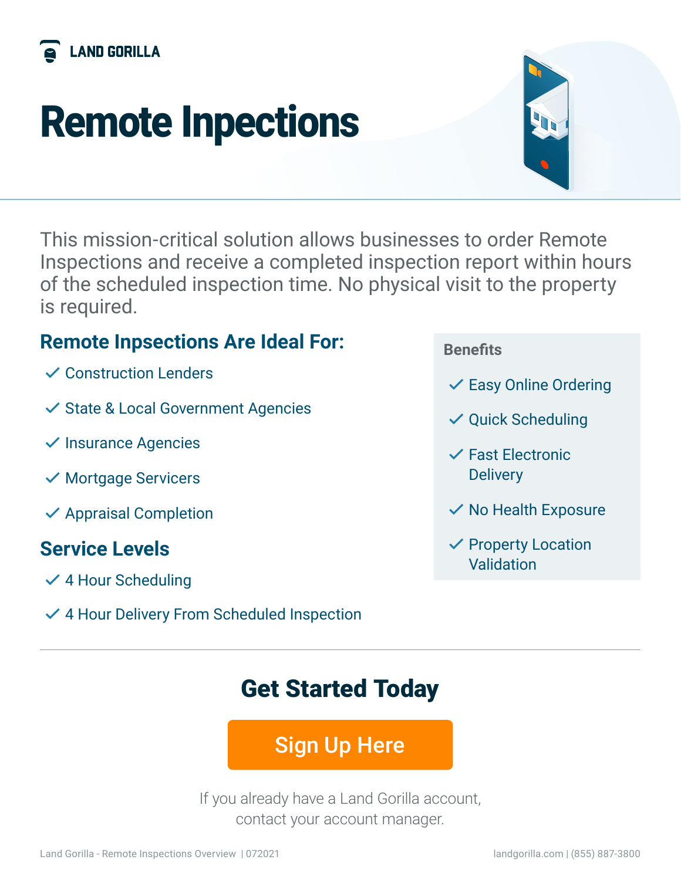LAND GORILLA

# Remote Inpections

This mission-critical solution allows businesses to order Remote Inspections and receive a completed inspection report within hours of the scheduled inspection time. No physical visit to the property is required.

## Remote Inpsections Are Ideal For:

- Construction Lenders
- State & Local Government Agencies
- Insurance Agencies
- Mortgage Servicers
- Appraisal Completion

## Service Levels

- 4 Hour Scheduling
- 4 Hour Delivery From Scheduled Inspection

### Benefits

- Easy Online Ordering
- Quick Scheduling
- Fast Electronic Delivery
- No Health Exposure
- Property Location Validation

## Get Started Today

**Sign Up Here**

If you already have a Land Gorilla account, contact your account manager.

Land Gorilla - Remote Inspections Overview | 072021

landgorilla.com | (855) 887-3800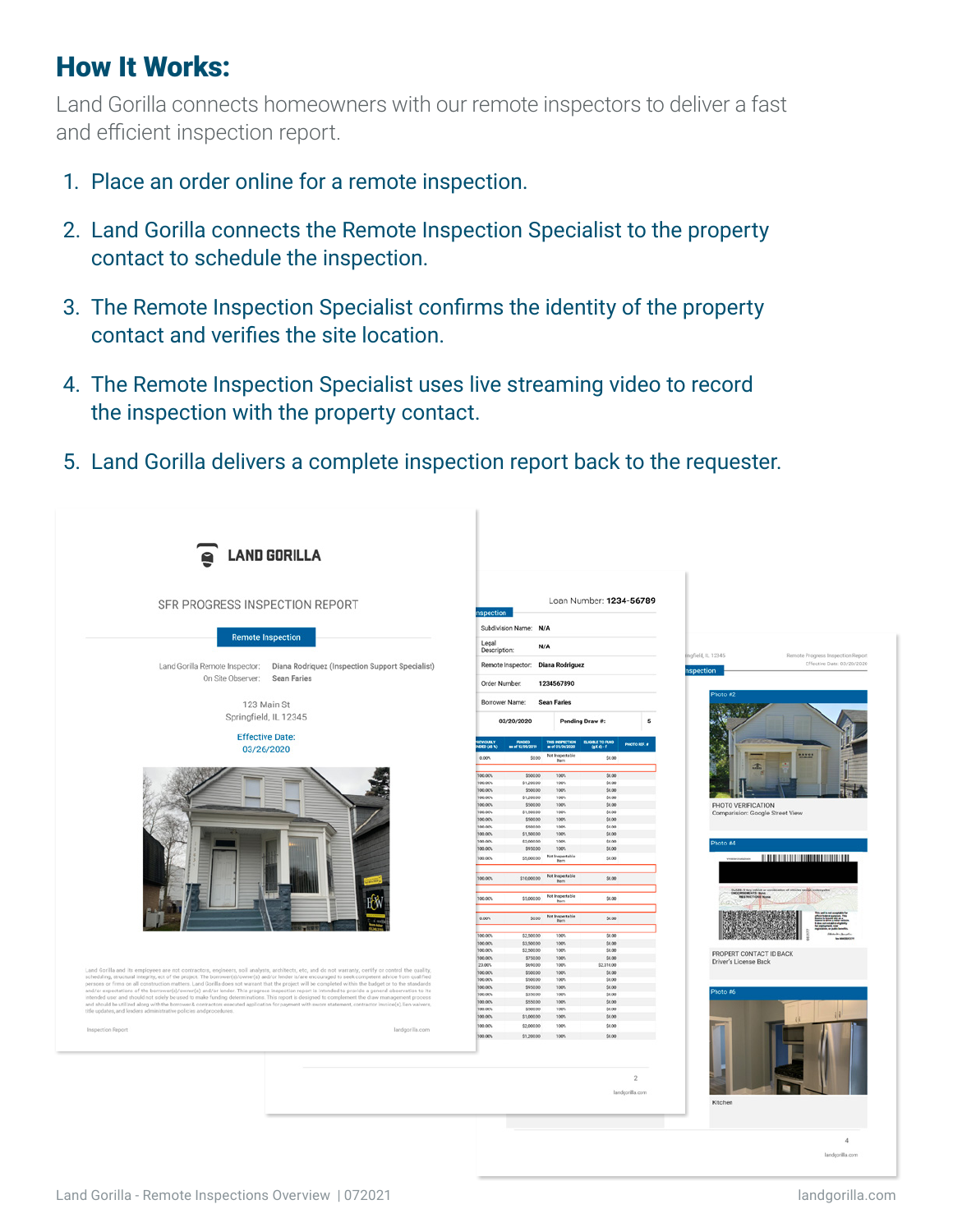# How It Works:

Land Gorilla connects homeowners with our remote inspectors to deliver a fast and efficient inspection report.

1. Place an order online for a remote inspection.
2. Land Gorilla connects the Remote Inspection Specialist to the property contact to schedule the inspection.
3. The Remote Inspection Specialist confirms the identity of the property contact and verifies the site location.
4. The Remote Inspection Specialist uses live streaming video to record the inspection with the property contact.
5. Land Gorilla delivers a complete inspection report back to the requester.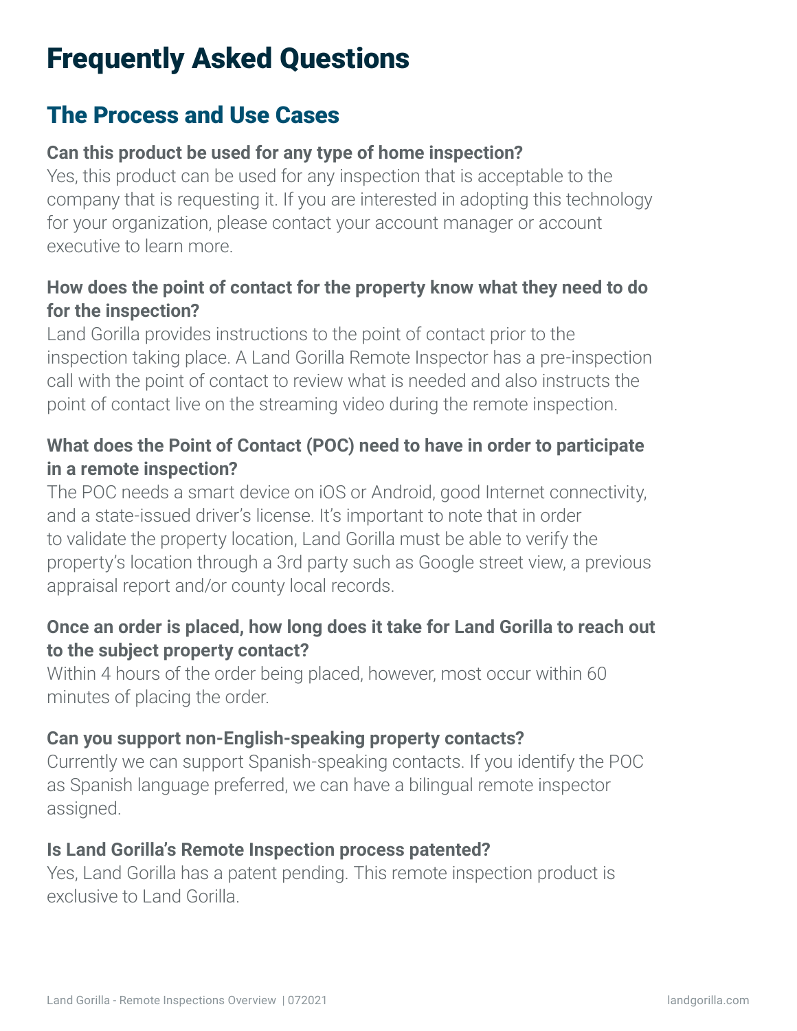# Frequently Asked Questions

## The Process and Use Cases

**Can this product be used for any type of home inspection?**

Yes, this product can be used for any inspection that is acceptable to the company that is requesting it. If you are interested in adopting this technology for your organization, please contact your account manager or account executive to learn more.

**How does the point of contact for the property know what they need to do for the inspection?**

Land Gorilla provides instructions to the point of contact prior to the inspection taking place. A Land Gorilla Remote Inspector has a pre-inspection call with the point of contact to review what is needed and also instructs the point of contact live on the streaming video during the remote inspection.

**What does the Point of Contact (POC) need to have in order to participate in a remote inspection?**

The POC needs a smart device on iOS or Android, good Internet connectivity, and a state-issued driver's license. It's important to note that in order to validate the property location, Land Gorilla must be able to verify the property's location through a 3rd party such as Google street view, a previous appraisal report and/or county local records.

**Once an order is placed, how long does it take for Land Gorilla to reach out to the subject property contact?**

Within 4 hours of the order being placed, however, most occur within 60 minutes of placing the order.

**Can you support non-English-speaking property contacts?**

Currently we can support Spanish-speaking contacts. If you identify the POC as Spanish language preferred, we can have a bilingual remote inspector assigned.

**Is Land Gorilla's Remote Inspection process patented?**

Yes, Land Gorilla has a patent pending. This remote inspection product is exclusive to Land Gorilla.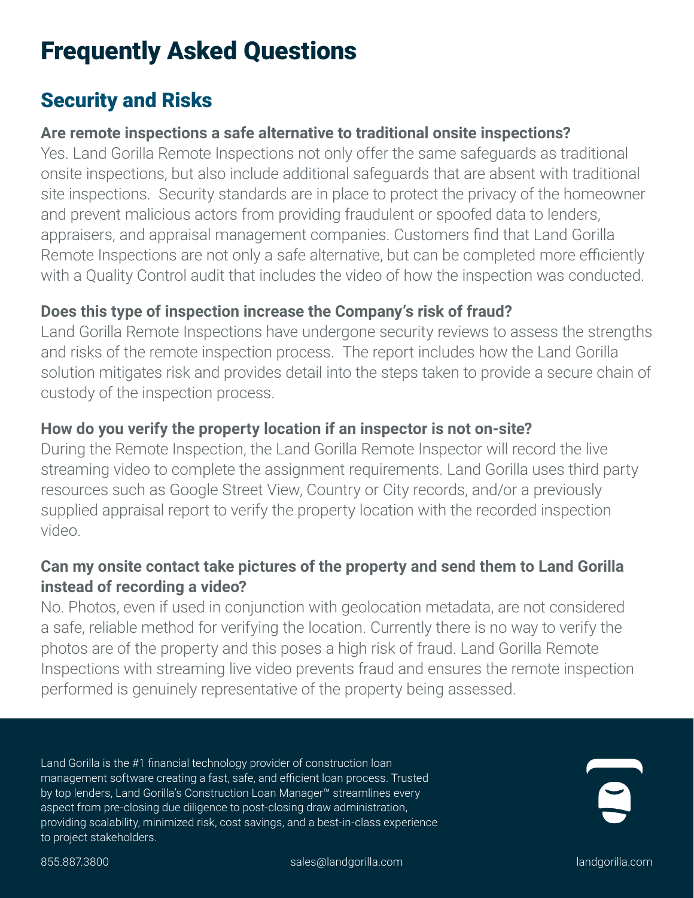# Frequently Asked Questions

## Security and Risks

**Are remote inspections a safe alternative to traditional onsite inspections?**

Yes. Land Gorilla Remote Inspections not only offer the same safeguards as traditional onsite inspections, but also include additional safeguards that are absent with traditional site inspections. Security standards are in place to protect the privacy of the homeowner and prevent malicious actors from providing fraudulent or spoofed data to lenders, appraisers, and appraisal management companies. Customers find that Land Gorilla Remote Inspections are not only a safe alternative, but can be completed more efficiently with a Quality Control audit that includes the video of how the inspection was conducted.

**Does this type of inspection increase the Company's risk of fraud?**

Land Gorilla Remote Inspections have undergone security reviews to assess the strengths and risks of the remote inspection process. The report includes how the Land Gorilla solution mitigates risk and provides detail into the steps taken to provide a secure chain of custody of the inspection process.

**How do you verify the property location if an inspector is not on-site?**

During the Remote Inspection, the Land Gorilla Remote Inspector will record the live streaming video to complete the assignment requirements. Land Gorilla uses third party resources such as Google Street View, Country or City records, and/or a previously supplied appraisal report to verify the property location with the recorded inspection video.

**Can my onsite contact take pictures of the property and send them to Land Gorilla instead of recording a video?**

No. Photos, even if used in conjunction with geolocation metadata, are not considered a safe, reliable method for verifying the location. Currently there is no way to verify the photos are of the property and this poses a high risk of fraud. Land Gorilla Remote Inspections with streaming live video prevents fraud and ensures the remote inspection performed is genuinely representative of the property being assessed.

Land Gorilla is the #1 financial technology provider of construction loan management software creating a fast, safe, and efficient loan process. Trusted by top lenders, Land Gorilla's Construction Loan Manager™ streamlines every aspect from pre-closing due diligence to post-closing draw administration, providing scalability, minimized risk, cost savings, and a best-in-class experience to project stakeholders.

855.887.3800 sales@landgorilla.com landgorilla.com